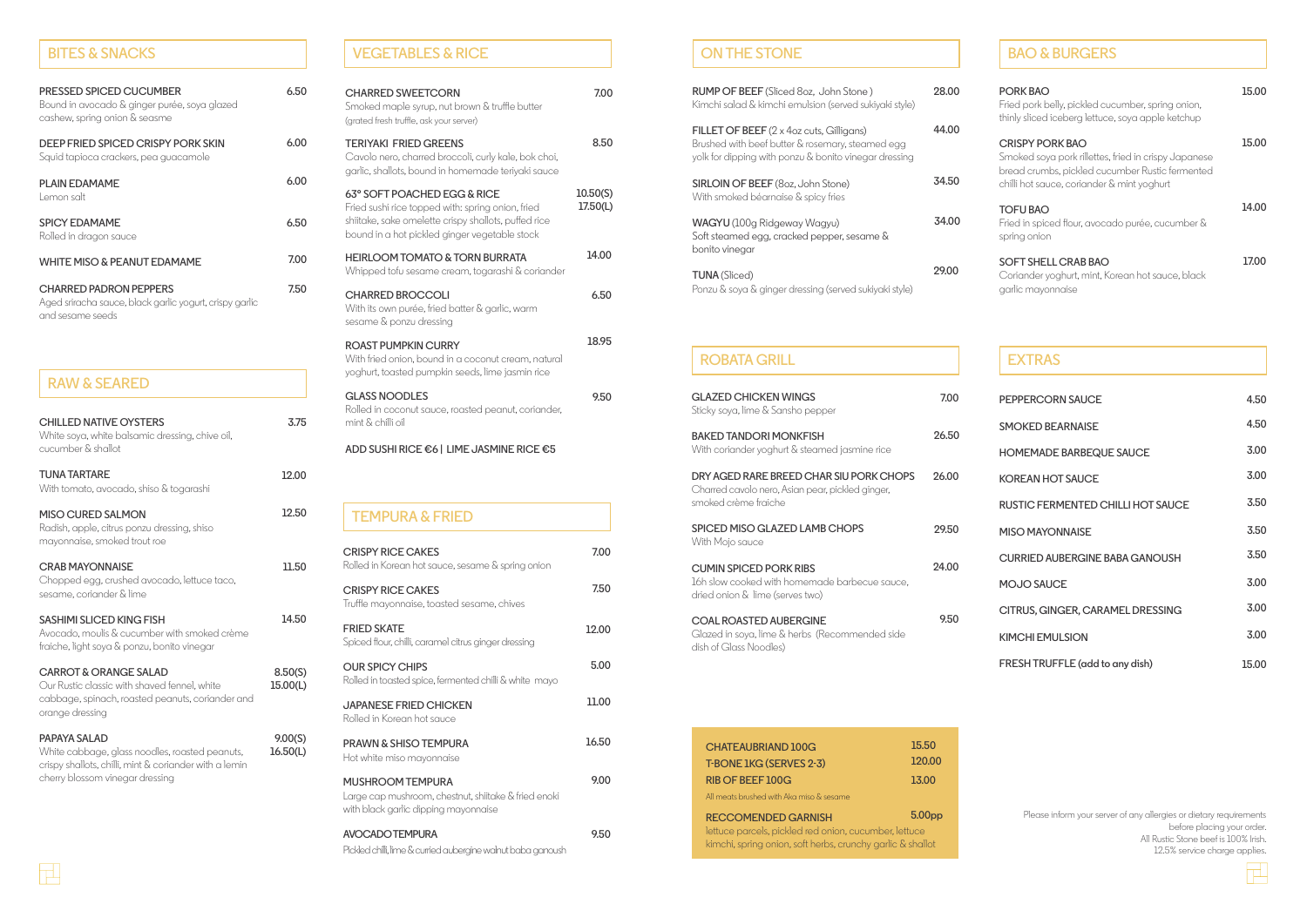## BITES & SNACKS

**PRESSED SPICED CUCUMBER** 6.50
Bound in avocado & ginger purée, soya glazed cashew, spring onion & sesame

**DEEP FRIED SPICED CRISPY PORK SKIN** 6.00
Squid tapioca crackers, pea guacamole

**PLAIN EDAMAME** 6.00
Lemon salt

**SPICY EDAMAME** 6.50
Rolled in dragon sauce

**WHITE MISO & PEANUT EDAMAME** 7.00

**CHARRED PADRON PEPPERS** 7.50
Aged sriracha sauce, black garlic yogurt, crispy garlic and sesame seeds

## RAW & SEARED

**CHILLED NATIVE OYSTERS** 3.75
White soya, white balsamic dressing, chive oil, cucumber & shallot

**TUNA TARTARE** 12.00
With tomato, avocado, shiso & togarashi

**MISO CURED SALMON** 12.50
Radish, apple, citrus ponzu dressing, shiso mayonnaise, smoked trout roe

**CRAB MAYONNAISE** 11.50
Chopped egg, crushed avocado, lettuce taco, sesame, coriander & lime

**SASHIMI SLICED KING FISH** 14.50
Avocado, moulis & cucumber with smoked crème fraiche, light soya & ponzu, bonito vinegar

**CARROT & ORANGE SALAD** 8.50(S) 15.00(L)
Our Rustic classic with shaved fennel, white cabbage, spinach, roasted peanuts, coriander and orange dressing

**PAPAYA SALAD** 9.00(S) 16.50(L)
White cabbage, glass noodles, roasted peanuts, crispy shallots, chilli, mint & coriander with a lemin cherry blossom vinegar dressing

## VEGETABLES & RICE

**CHARRED SWEETCORN** 7.00
Smoked maple syrup, nut brown & truffle butter
(grated fresh truffle, ask your server)

**TERIYAKI FRIED GREENS** 8.50
Cavolo nero, charred broccoli, curly kale, bok choi, garlic, shallots, bound in homemade teriyaki sauce

**63° SOFT POACHED EGG & RICE** 10.50(S) 17.50(L)
Fried sushi rice topped with: spring onion, fried shiitake, sake omelette crispy shallots, puffed rice bound in a hot pickled ginger vegetable stock

**HEIRLOOM TOMATO & TORN BURRATA** 14.00
Whipped tofu sesame cream, togarashi & coriander

**CHARRED BROCCOLI** 6.50
With its own purée, fried batter & garlic, warm sesame & ponzu dressing

**ROAST PUMPKIN CURRY** 18.95
With fried onion, bound in a coconut cream, natural yoghurt, toasted pumpkin seeds, lime jasmin rice

**GLASS NOODLES** 9.50
Rolled in coconut sauce, roasted peanut, coriander, mint & chilli oil

**ADD SUSHI RICE €6 | LIME JASMINE RICE €5**

## TEMPURA & FRIED

**CRISPY RICE CAKES** 7.00
Rolled in Korean hot sauce, sesame & spring onion

**CRISPY RICE CAKES** 7.50
Truffle mayonnaise, toasted sesame, chives

**FRIED SKATE** 12.00
Spiced flour, chilli, caramel citrus ginger dressing

**OUR SPICY CHIPS** 5.00
Rolled in toasted spice, fermented chilli & white mayo

**JAPANESE FRIED CHICKEN** 11.00
Rolled in Korean hot sauce

**PRAWN & SHISO TEMPURA** 16.50
Hot white miso mayonnaise

**MUSHROOM TEMPURA** 9.00
Large cap mushroom, chestnut, shiitake & fried enoki with black garlic dipping mayonnaise

**AVOCADO TEMPURA** 9.50
Pickled chilli, lime & curried aubergine walnut baba ganoush

## ON THE STONE

**RUMP OF BEEF** (Sliced 8oz, John Stone) 28.00
Kimchi salad & kimchi emulsion (served sukiyaki style)

**FILLET OF BEEF** (2 x 4oz cuts, Gilligans) 44.00
Brushed with beef butter & rosemary, steamed egg yolk for dipping with ponzu & bonito vinegar dressing

**SIRLOIN OF BEEF** (8oz, John Stone) 34.50
With smoked béarnaise & spicy fries

**WAGYU** (100g Ridgeway Wagyu) 34.00
Soft steamed egg, cracked pepper, sesame & bonito vinegar

**TUNA** (Sliced) 29.00
Ponzu & soya & ginger dressing (served sukiyaki style)

## ROBATA GRILL

**GLAZED CHICKEN WINGS** 7.00
Sticky soya, lime & Sansho pepper

**BAKED TANDORI MONKFISH** 26.50
With coriander yoghurt & steamed jasmine rice

**DRY AGED RARE BREED CHAR SIU PORK CHOPS** 26.00
Charred cavolo nero, Asian pear, pickled ginger, smoked crème fraiche

**SPICED MISO GLAZED LAMB CHOPS** 29.50
With Mojo sauce

**CUMIN SPICED PORK RIBS** 24.00
16h slow cooked with homemade barbecue sauce, dried onion & lime (serves two)

**COAL ROASTED AUBERGINE** 9.50
Glazed in soya, lime & herbs (Recommended side dish of Glass Noodles)

**CHATEAUBRIAND 100G** 15.50
**T-BONE 1KG (SERVES 2-3)** 120.00
**RIB OF BEEF 100G** 13.00
All meats brushed with Aka miso & sesame

**RECCOMENDED GARNISH** 5.00pp
lettuce parcels, pickled red onion, cucumber, lettuce kimchi, spring onion, soft herbs, crunchy garlic & shallot

## BAO & BURGERS

**PORK BAO** 15.00
Fried pork belly, pickled cucumber, spring onion, thinly sliced iceberg lettuce, soya apple ketchup

**CRISPY PORK BAO** 15.00
Smoked soya pork rillettes, fried in crispy Japanese bread crumbs, pickled cucumber Rustic fermented chilli hot sauce, coriander & mint yoghurt

**TOFU BAO** 14.00
Fried in spiced flour, avocado purée, cucumber & spring onion

**SOFT SHELL CRAB BAO** 17.00
Coriander yoghurt, mint, Korean hot sauce, black garlic mayonnaise

## EXTRAS

| Item | Price |
|---|---|
| PEPPERCORN SAUCE | 4.50 |
| SMOKED BEARNAISE | 4.50 |
| HOMEMADE BARBEQUE SAUCE | 3.00 |
| KOREAN HOT SAUCE | 3.00 |
| RUSTIC FERMENTED CHILLI HOT SAUCE | 3.50 |
| MISO MAYONNAISE | 3.50 |
| CURRIED AUBERGINE BABA GANOUSH | 3.50 |
| MOJO SAUCE | 3.00 |
| CITRUS, GINGER, CARAMEL DRESSING | 3.00 |
| KIMCHI EMULSION | 3.00 |
| FRESH TRUFFLE (add to any dish) | 15.00 |

Please inform your server of any allergies or dietary requirements before placing your order.
All Rustic Stone beef is 100% Irish.
12.5% service charge applies.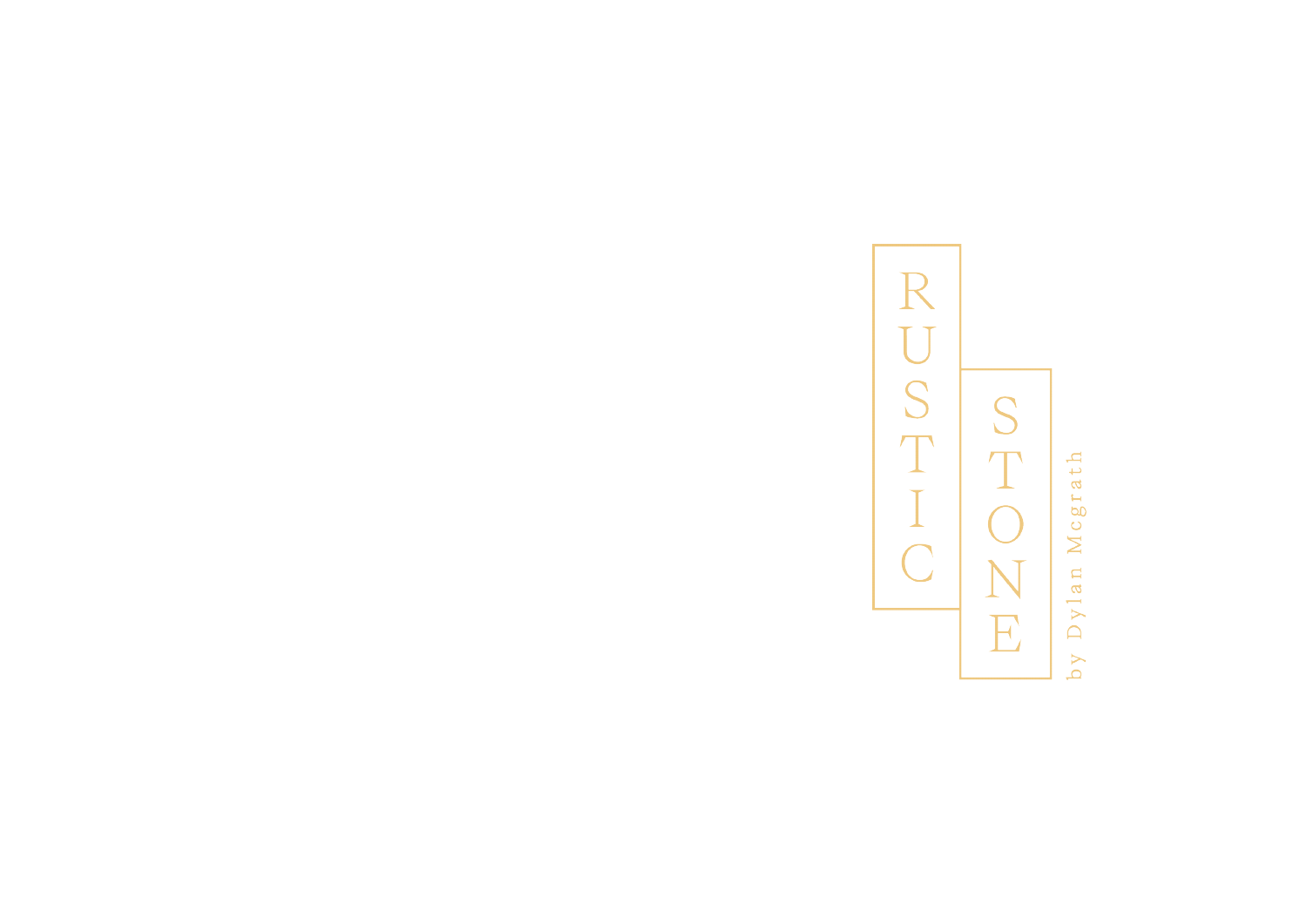RUSTIC

STONE

by Dylan Mcgrath